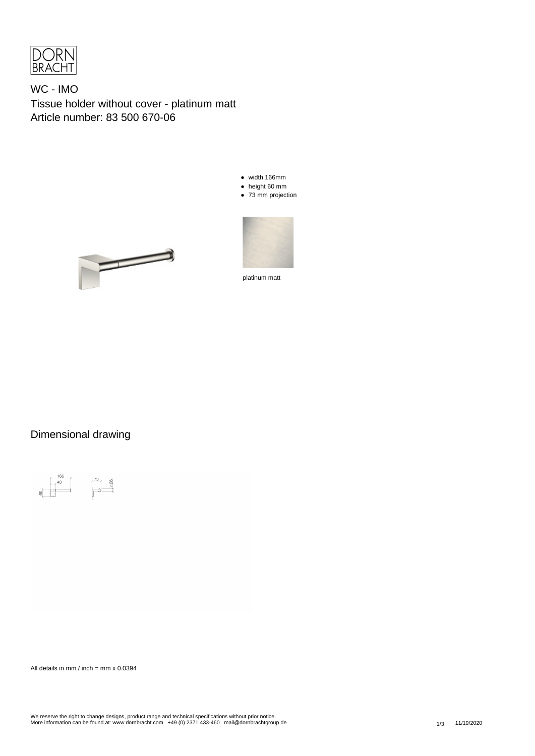WC - IMO
Tissue holder without cover - platinum matt
Article number: 83 500 670-06

- width 166mm
- height 60 mm
- 73 mm projection

platinum matt

## Dimensional drawing

All details in mm / inch = mm x 0.0394

We reserve the right to change designs, product range and technical specifications without prior notice.
More information can be found at: www.dornbracht.com +49 (0) 2371 433-460 mail@dornbrachtgroup.de

11/19/2020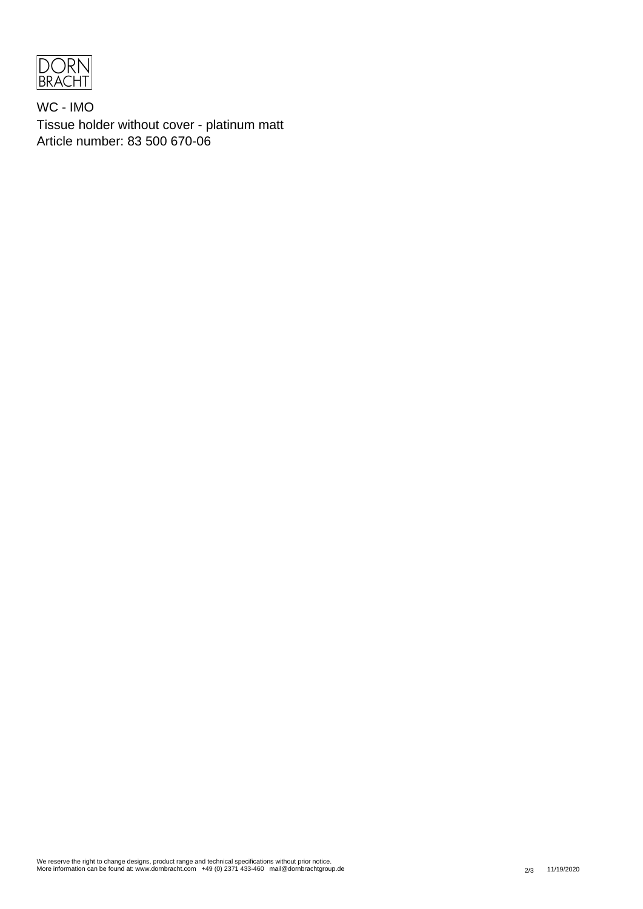DORN BRACHT

WC - IMO

Tissue holder without cover - platinum matt

Article number: 83 500 670-06

We reserve the right to change designs, product range and technical specifications without prior notice.
More information can be found at: www.dornbracht.com +49 (0) 2371 433-460 mail@dornbrachtgroup.de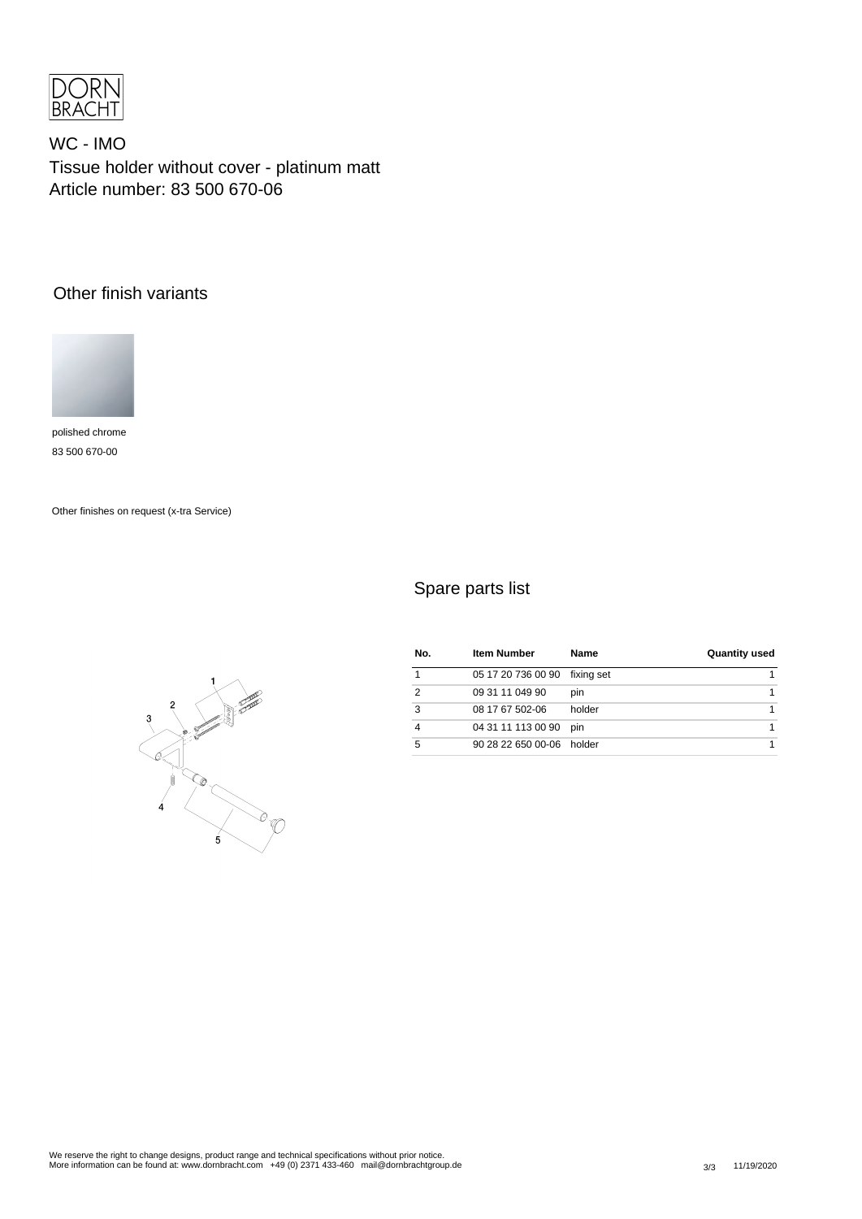WC - IMO

Tissue holder without cover - platinum matt

Article number: 83 500 670-06

## Other finish variants

polished chrome

83 500 670-00

Other finishes on request (x-tra Service)

## Spare parts list

| No. | Item Number | Name | Quantity used |
|---|---|---|---|
| 1 | 05 17 20 736 00 90 | fixing set | 1 |
| 2 | 09 31 11 049 90 | pin | 1 |
| 3 | 08 17 67 502-06 | holder | 1 |
| 4 | 04 31 11 113 00 90 | pin | 1 |
| 5 | 90 28 22 650 00-06 | holder | 1 |

1
2
3
4
5

We reserve the right to change designs, product range and technical specifications without prior notice.
More information can be found at: www.dornbracht.com +49 (0) 2371 433-460 mail@dornbrachtgroup.de

11/19/2020